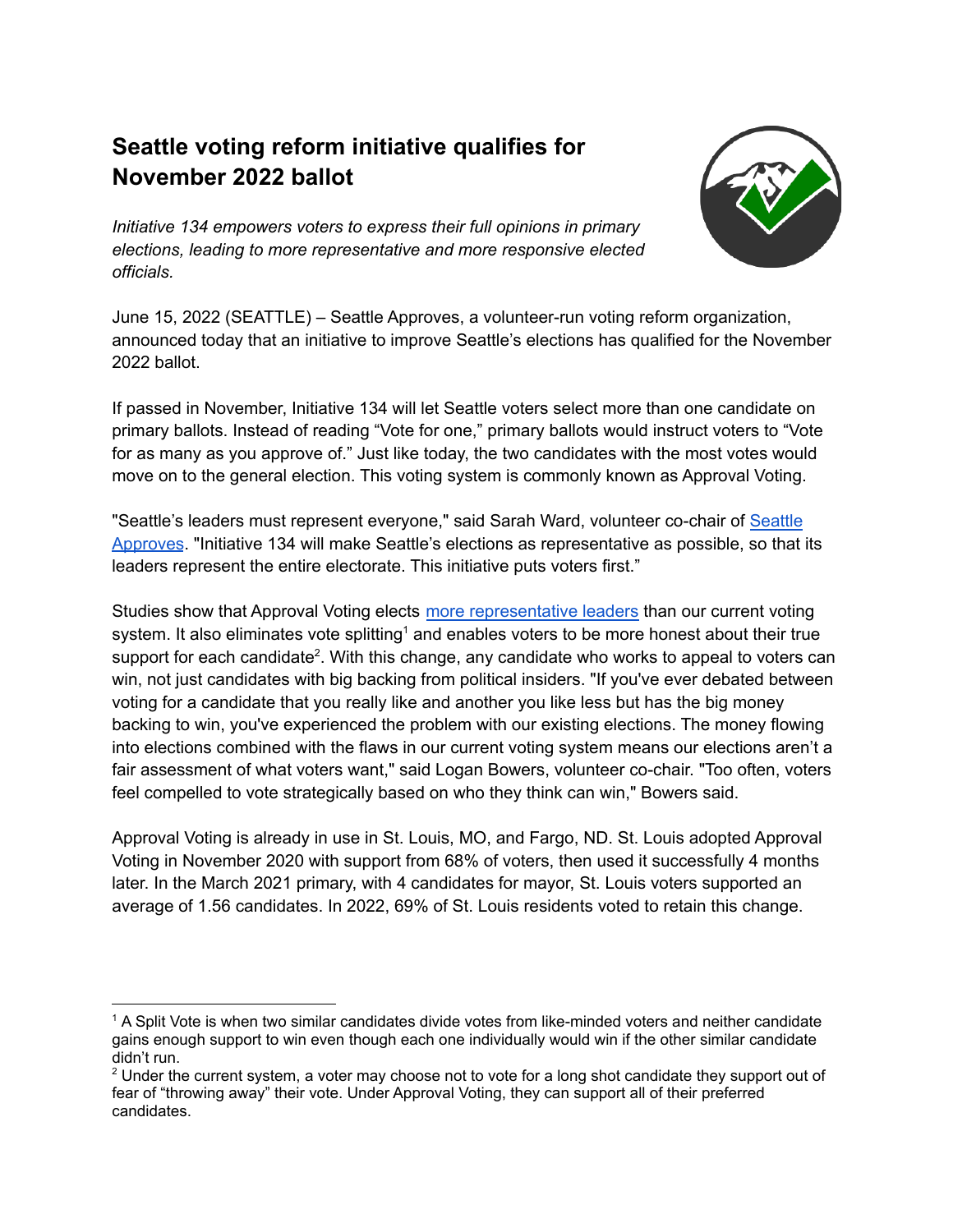# Seattle voting reform initiative qualifies for November 2022 ballot

*Initiative 134 empowers voters to express their full opinions in primary elections, leading to more representative and more responsive elected officials.*

June 15, 2022 (SEATTLE) – Seattle Approves, a volunteer-run voting reform organization, announced today that an initiative to improve Seattle's elections has qualified for the November 2022 ballot.

If passed in November, Initiative 134 will let Seattle voters select more than one candidate on primary ballots. Instead of reading "Vote for one," primary ballots would instruct voters to "Vote for as many as you approve of." Just like today, the two candidates with the most votes would move on to the general election. This voting system is commonly known as Approval Voting.

"Seattle's leaders must represent everyone," said Sarah Ward, volunteer co-chair of Seattle Approves. "Initiative 134 will make Seattle's elections as representative as possible, so that its leaders represent the entire electorate. This initiative puts voters first."

Studies show that Approval Voting elects more representative leaders than our current voting system. It also eliminates vote splitting[1] and enables voters to be more honest about their true support for each candidate[2]. With this change, any candidate who works to appeal to voters can win, not just candidates with big backing from political insiders. "If you've ever debated between voting for a candidate that you really like and another you like less but has the big money backing to win, you've experienced the problem with our existing elections. The money flowing into elections combined with the flaws in our current voting system means our elections aren't a fair assessment of what voters want," said Logan Bowers, volunteer co-chair. "Too often, voters feel compelled to vote strategically based on who they think can win," Bowers said.

Approval Voting is already in use in St. Louis, MO, and Fargo, ND. St. Louis adopted Approval Voting in November 2020 with support from 68% of voters, then used it successfully 4 months later. In the March 2021 primary, with 4 candidates for mayor, St. Louis voters supported an average of 1.56 candidates. In 2022, 69% of St. Louis residents voted to retain this change.

---

[1] A Split Vote is when two similar candidates divide votes from like-minded voters and neither candidate gains enough support to win even though each one individually would win if the other similar candidate didn't run.

[2] Under the current system, a voter may choose not to vote for a long shot candidate they support out of fear of "throwing away" their vote. Under Approval Voting, they can support all of their preferred candidates.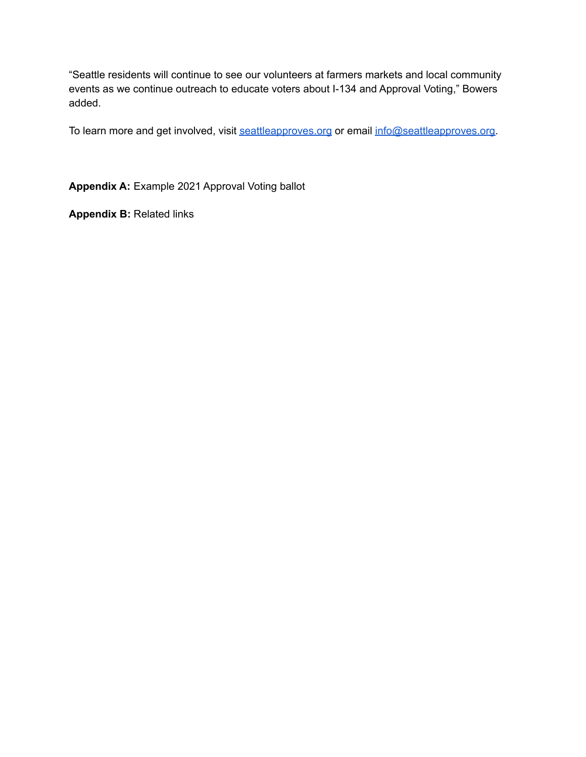"Seattle residents will continue to see our volunteers at farmers markets and local community events as we continue outreach to educate voters about I-134 and Approval Voting," Bowers added.

To learn more and get involved, visit [seattleapproves.org](https://seattleapproves.org) or email [info@seattleapproves.org](mailto:info@seattleapproves.org).

**Appendix A:** Example 2021 Approval Voting ballot

**Appendix B:** Related links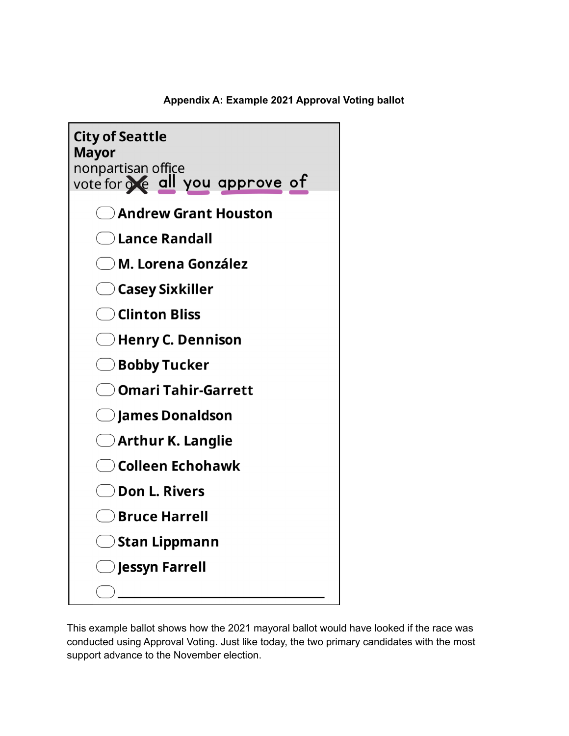**Appendix A: Example 2021 Approval Voting ballot**

**City of Seattle**
**Mayor**
nonpartisan office
vote for ~~one~~ all you approve of

- ⬭ **Andrew Grant Houston**
- ⬭ **Lance Randall**
- ⬭ **M. Lorena González**
- ⬭ **Casey Sixkiller**
- ⬭ **Clinton Bliss**
- ⬭ **Henry C. Dennison**
- ⬭ **Bobby Tucker**
- ⬭ **Omari Tahir-Garrett**
- ⬭ **James Donaldson**
- ⬭ **Arthur K. Langlie**
- ⬭ **Colleen Echohawk**
- ⬭ **Don L. Rivers**
- ⬭ **Bruce Harrell**
- ⬭ **Stan Lippmann**
- ⬭ **Jessyn Farrell**
- ⬭ ______________________________

This example ballot shows how the 2021 mayoral ballot would have looked if the race was conducted using Approval Voting. Just like today, the two primary candidates with the most support advance to the November election.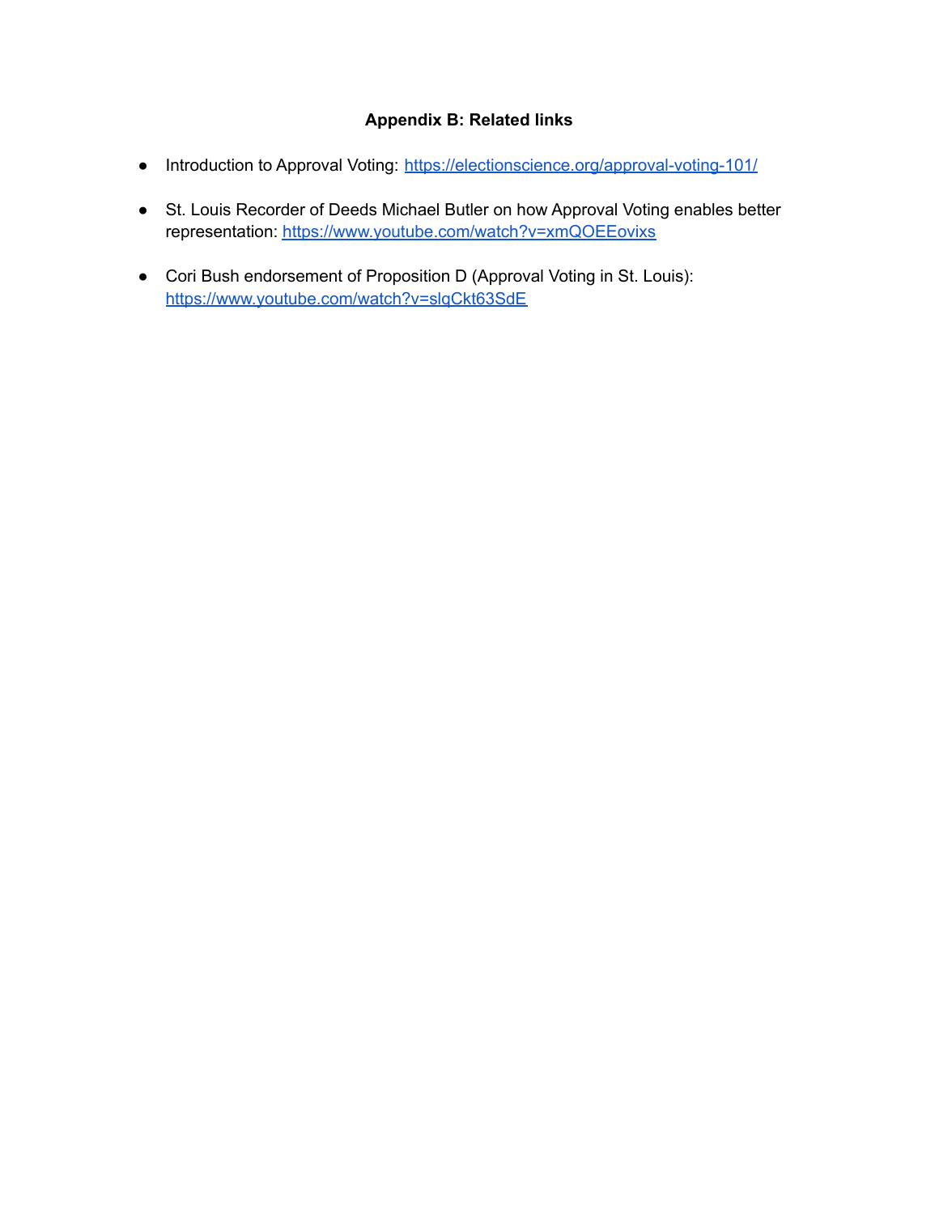**Appendix B: Related links**

- Introduction to Approval Voting: https://electionscience.org/approval-voting-101/
- St. Louis Recorder of Deeds Michael Butler on how Approval Voting enables better representation: https://www.youtube.com/watch?v=xmQOEEovixs
- Cori Bush endorsement of Proposition D (Approval Voting in St. Louis): https://www.youtube.com/watch?v=slqCkt63SdE